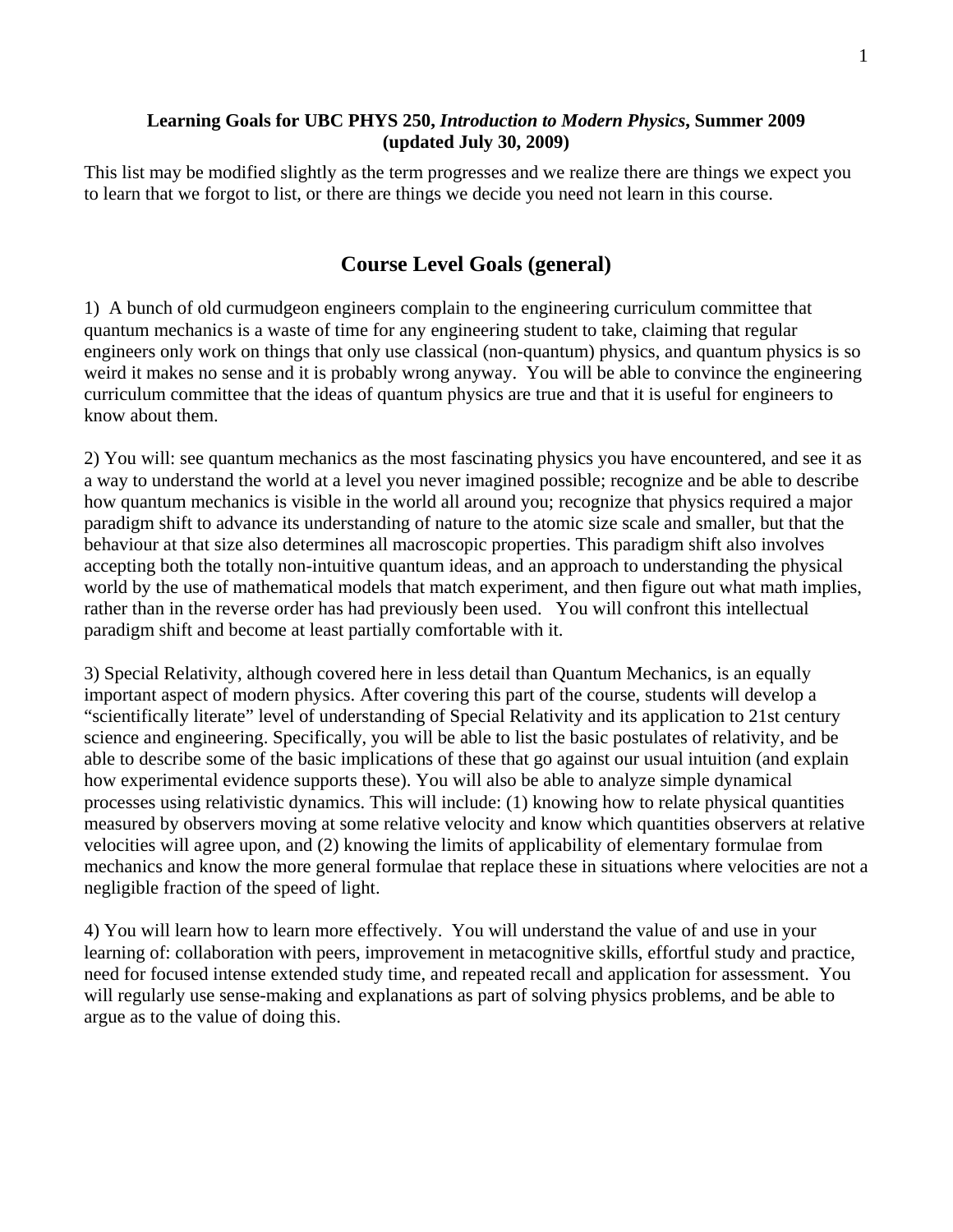**Learning Goals for UBC PHYS 250, *Introduction to Modern Physics*, Summer 2009**
**(updated July 30, 2009)**

This list may be modified slightly as the term progresses and we realize there are things we expect you to learn that we forgot to list, or there are things we decide you need not learn in this course.

## Course Level Goals (general)

1) A bunch of old curmudgeon engineers complain to the engineering curriculum committee that quantum mechanics is a waste of time for any engineering student to take, claiming that regular engineers only work on things that only use classical (non-quantum) physics, and quantum physics is so weird it makes no sense and it is probably wrong anyway. You will be able to convince the engineering curriculum committee that the ideas of quantum physics are true and that it is useful for engineers to know about them.

2) You will: see quantum mechanics as the most fascinating physics you have encountered, and see it as a way to understand the world at a level you never imagined possible; recognize and be able to describe how quantum mechanics is visible in the world all around you; recognize that physics required a major paradigm shift to advance its understanding of nature to the atomic size scale and smaller, but that the behaviour at that size also determines all macroscopic properties. This paradigm shift also involves accepting both the totally non-intuitive quantum ideas, and an approach to understanding the physical world by the use of mathematical models that match experiment, and then figure out what math implies, rather than in the reverse order has had previously been used. You will confront this intellectual paradigm shift and become at least partially comfortable with it.

3) Special Relativity, although covered here in less detail than Quantum Mechanics, is an equally important aspect of modern physics. After covering this part of the course, students will develop a "scientifically literate" level of understanding of Special Relativity and its application to 21st century science and engineering. Specifically, you will be able to list the basic postulates of relativity, and be able to describe some of the basic implications of these that go against our usual intuition (and explain how experimental evidence supports these). You will also be able to analyze simple dynamical processes using relativistic dynamics. This will include: (1) knowing how to relate physical quantities measured by observers moving at some relative velocity and know which quantities observers at relative velocities will agree upon, and (2) knowing the limits of applicability of elementary formulae from mechanics and know the more general formulae that replace these in situations where velocities are not a negligible fraction of the speed of light.

4) You will learn how to learn more effectively. You will understand the value of and use in your learning of: collaboration with peers, improvement in metacognitive skills, effortful study and practice, need for focused intense extended study time, and repeated recall and application for assessment. You will regularly use sense-making and explanations as part of solving physics problems, and be able to argue as to the value of doing this.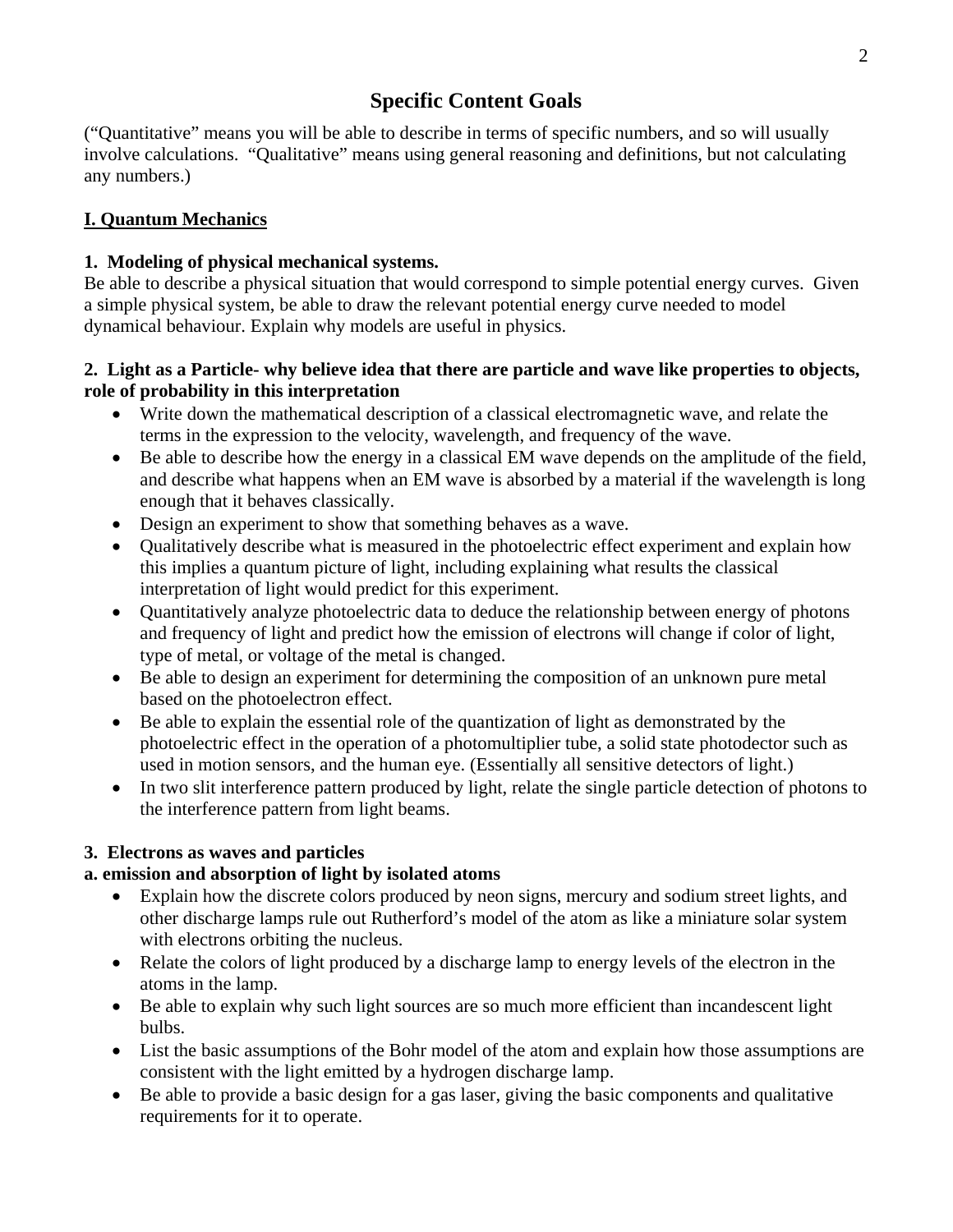## Specific Content Goals

("Quantitative" means you will be able to describe in terms of specific numbers, and so will usually involve calculations. "Qualitative" means using general reasoning and definitions, but not calculating any numbers.)

### I. Quantum Mechanics

**1. Modeling of physical mechanical systems.**

Be able to describe a physical situation that would correspond to simple potential energy curves. Given a simple physical system, be able to draw the relevant potential energy curve needed to model dynamical behaviour. Explain why models are useful in physics.

**2. Light as a Particle- why believe idea that there are particle and wave like properties to objects, role of probability in this interpretation**

- Write down the mathematical description of a classical electromagnetic wave, and relate the terms in the expression to the velocity, wavelength, and frequency of the wave.
- Be able to describe how the energy in a classical EM wave depends on the amplitude of the field, and describe what happens when an EM wave is absorbed by a material if the wavelength is long enough that it behaves classically.
- Design an experiment to show that something behaves as a wave.
- Qualitatively describe what is measured in the photoelectric effect experiment and explain how this implies a quantum picture of light, including explaining what results the classical interpretation of light would predict for this experiment.
- Quantitatively analyze photoelectric data to deduce the relationship between energy of photons and frequency of light and predict how the emission of electrons will change if color of light, type of metal, or voltage of the metal is changed.
- Be able to design an experiment for determining the composition of an unknown pure metal based on the photoelectron effect.
- Be able to explain the essential role of the quantization of light as demonstrated by the photoelectric effect in the operation of a photomultiplier tube, a solid state photodector such as used in motion sensors, and the human eye. (Essentially all sensitive detectors of light.)
- In two slit interference pattern produced by light, relate the single particle detection of photons to the interference pattern from light beams.

**3. Electrons as waves and particles**

**a. emission and absorption of light by isolated atoms**

- Explain how the discrete colors produced by neon signs, mercury and sodium street lights, and other discharge lamps rule out Rutherford's model of the atom as like a miniature solar system with electrons orbiting the nucleus.
- Relate the colors of light produced by a discharge lamp to energy levels of the electron in the atoms in the lamp.
- Be able to explain why such light sources are so much more efficient than incandescent light bulbs.
- List the basic assumptions of the Bohr model of the atom and explain how those assumptions are consistent with the light emitted by a hydrogen discharge lamp.
- Be able to provide a basic design for a gas laser, giving the basic components and qualitative requirements for it to operate.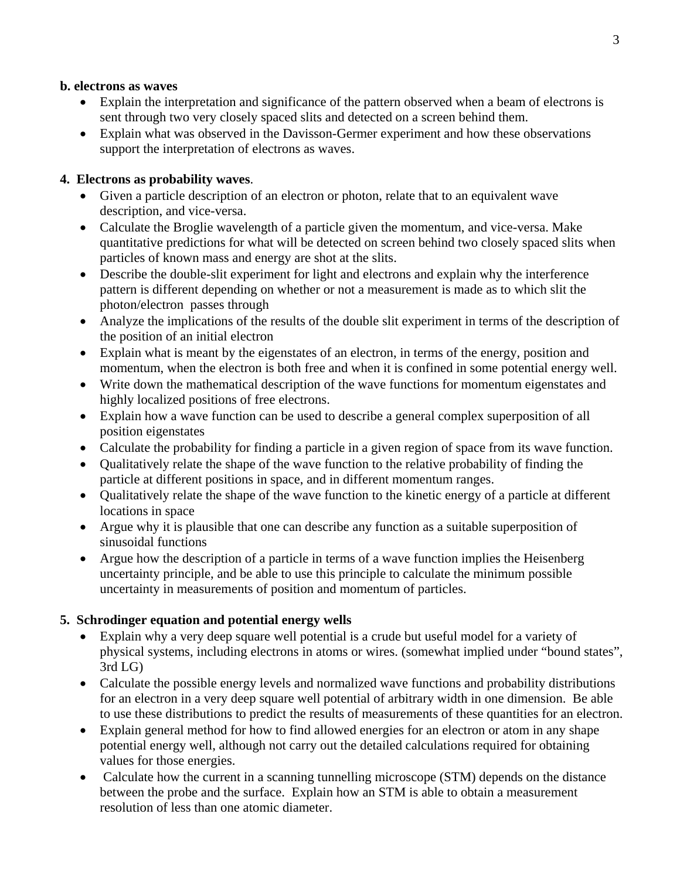**b. electrons as waves**

- Explain the interpretation and significance of the pattern observed when a beam of electrons is sent through two very closely spaced slits and detected on a screen behind them.
- Explain what was observed in the Davisson-Germer experiment and how these observations support the interpretation of electrons as waves.

**4. Electrons as probability waves**.

- Given a particle description of an electron or photon, relate that to an equivalent wave description, and vice-versa.
- Calculate the Broglie wavelength of a particle given the momentum, and vice-versa. Make quantitative predictions for what will be detected on screen behind two closely spaced slits when particles of known mass and energy are shot at the slits.
- Describe the double-slit experiment for light and electrons and explain why the interference pattern is different depending on whether or not a measurement is made as to which slit the photon/electron passes through
- Analyze the implications of the results of the double slit experiment in terms of the description of the position of an initial electron
- Explain what is meant by the eigenstates of an electron, in terms of the energy, position and momentum, when the electron is both free and when it is confined in some potential energy well.
- Write down the mathematical description of the wave functions for momentum eigenstates and highly localized positions of free electrons.
- Explain how a wave function can be used to describe a general complex superposition of all position eigenstates
- Calculate the probability for finding a particle in a given region of space from its wave function.
- Qualitatively relate the shape of the wave function to the relative probability of finding the particle at different positions in space, and in different momentum ranges.
- Qualitatively relate the shape of the wave function to the kinetic energy of a particle at different locations in space
- Argue why it is plausible that one can describe any function as a suitable superposition of sinusoidal functions
- Argue how the description of a particle in terms of a wave function implies the Heisenberg uncertainty principle, and be able to use this principle to calculate the minimum possible uncertainty in measurements of position and momentum of particles.

**5. Schrodinger equation and potential energy wells**

- Explain why a very deep square well potential is a crude but useful model for a variety of physical systems, including electrons in atoms or wires. (somewhat implied under "bound states", 3rd LG)
- Calculate the possible energy levels and normalized wave functions and probability distributions for an electron in a very deep square well potential of arbitrary width in one dimension. Be able to use these distributions to predict the results of measurements of these quantities for an electron.
- Explain general method for how to find allowed energies for an electron or atom in any shape potential energy well, although not carry out the detailed calculations required for obtaining values for those energies.
- Calculate how the current in a scanning tunnelling microscope (STM) depends on the distance between the probe and the surface. Explain how an STM is able to obtain a measurement resolution of less than one atomic diameter.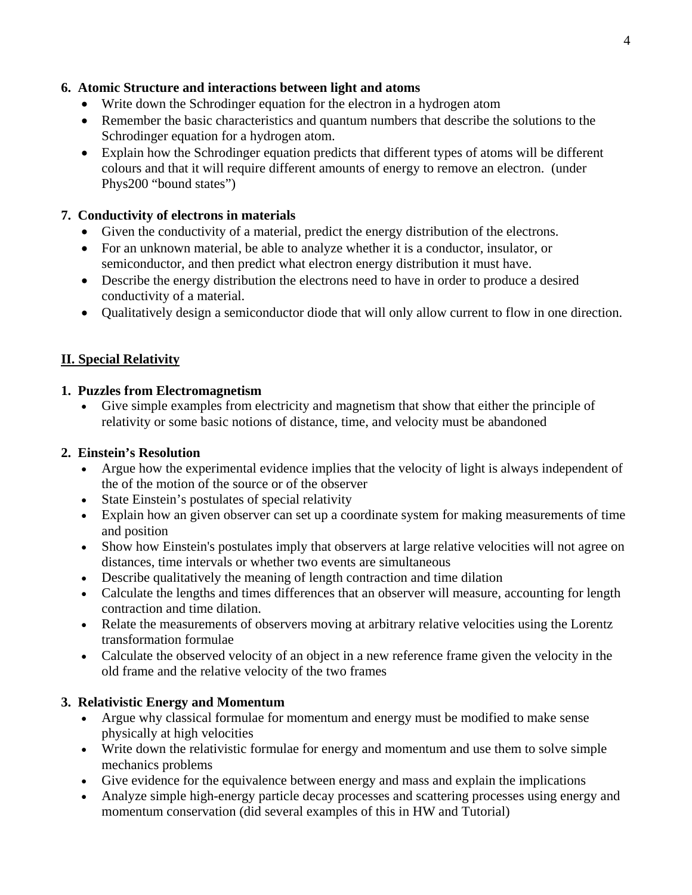**6. Atomic Structure and interactions between light and atoms**

- Write down the Schrodinger equation for the electron in a hydrogen atom
- Remember the basic characteristics and quantum numbers that describe the solutions to the Schrodinger equation for a hydrogen atom.
- Explain how the Schrodinger equation predicts that different types of atoms will be different colours and that it will require different amounts of energy to remove an electron. (under Phys200 "bound states")

**7. Conductivity of electrons in materials**

- Given the conductivity of a material, predict the energy distribution of the electrons.
- For an unknown material, be able to analyze whether it is a conductor, insulator, or semiconductor, and then predict what electron energy distribution it must have.
- Describe the energy distribution the electrons need to have in order to produce a desired conductivity of a material.
- Qualitatively design a semiconductor diode that will only allow current to flow in one direction.

## II. Special Relativity

**1. Puzzles from Electromagnetism**

- Give simple examples from electricity and magnetism that show that either the principle of relativity or some basic notions of distance, time, and velocity must be abandoned

**2. Einstein's Resolution**

- Argue how the experimental evidence implies that the velocity of light is always independent of the of the motion of the source or of the observer
- State Einstein's postulates of special relativity
- Explain how an given observer can set up a coordinate system for making measurements of time and position
- Show how Einstein's postulates imply that observers at large relative velocities will not agree on distances, time intervals or whether two events are simultaneous
- Describe qualitatively the meaning of length contraction and time dilation
- Calculate the lengths and times differences that an observer will measure, accounting for length contraction and time dilation.
- Relate the measurements of observers moving at arbitrary relative velocities using the Lorentz transformation formulae
- Calculate the observed velocity of an object in a new reference frame given the velocity in the old frame and the relative velocity of the two frames

**3. Relativistic Energy and Momentum**

- Argue why classical formulae for momentum and energy must be modified to make sense physically at high velocities
- Write down the relativistic formulae for energy and momentum and use them to solve simple mechanics problems
- Give evidence for the equivalence between energy and mass and explain the implications
- Analyze simple high-energy particle decay processes and scattering processes using energy and momentum conservation (did several examples of this in HW and Tutorial)